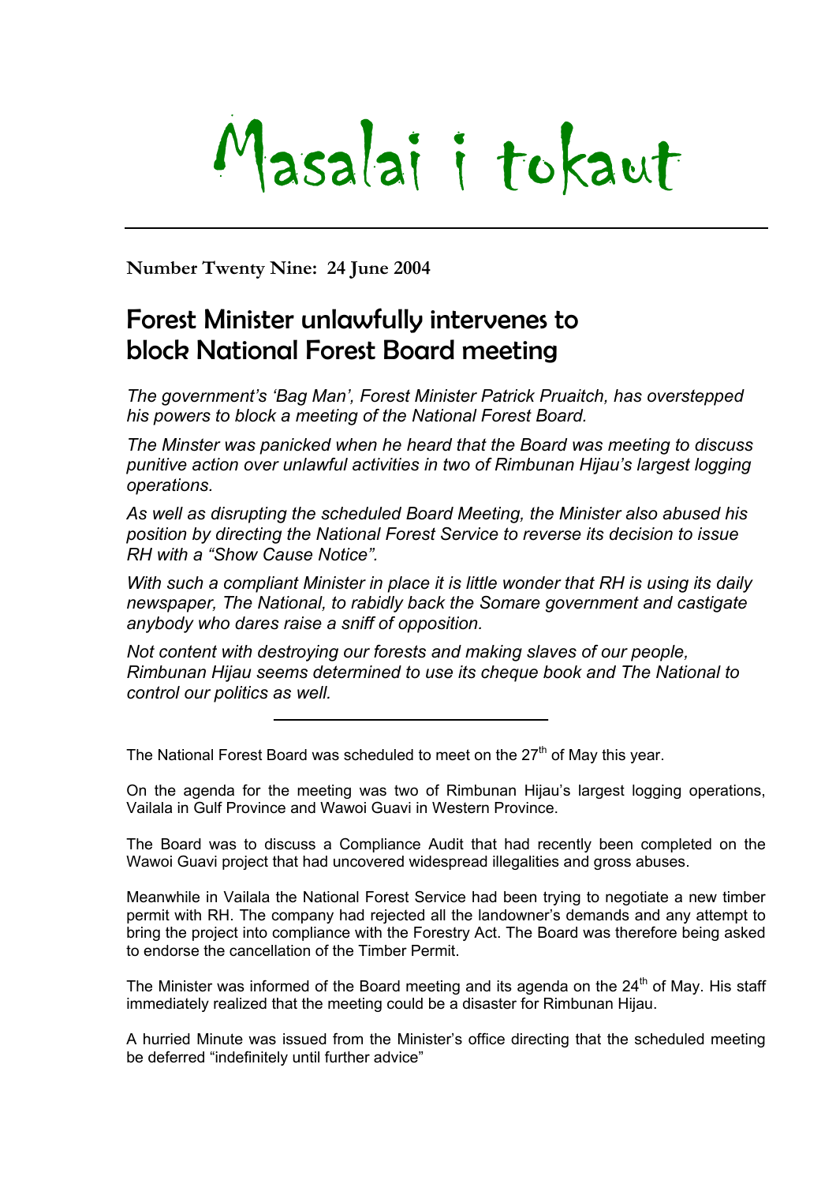# Masalai i tokaut

**Number Twenty Nine: 24 June 2004**

## Forest Minister unlawfully intervenes to block National Forest Board meeting

*The government's 'Bag Man', Forest Minister Patrick Pruaitch, has overstepped his powers to block a meeting of the National Forest Board.*

*The Minster was panicked when he heard that the Board was meeting to discuss punitive action over unlawful activities in two of Rimbunan Hijau's largest logging operations.*

*As well as disrupting the scheduled Board Meeting, the Minister also abused his position by directing the National Forest Service to reverse its decision to issue RH with a "Show Cause Notice".*

*With such a compliant Minister in place it is little wonder that RH is using its daily newspaper, The National, to rabidly back the Somare government and castigate anybody who dares raise a sniff of opposition.*

*Not content with destroying our forests and making slaves of our people, Rimbunan Hijau seems determined to use its cheque book and The National to control our politics as well.*

---

The National Forest Board was scheduled to meet on the 27th of May this year.

On the agenda for the meeting was two of Rimbunan Hijau's largest logging operations, Vailala in Gulf Province and Wawoi Guavi in Western Province.

The Board was to discuss a Compliance Audit that had recently been completed on the Wawoi Guavi project that had uncovered widespread illegalities and gross abuses.

Meanwhile in Vailala the National Forest Service had been trying to negotiate a new timber permit with RH. The company had rejected all the landowner's demands and any attempt to bring the project into compliance with the Forestry Act. The Board was therefore being asked to endorse the cancellation of the Timber Permit.

The Minister was informed of the Board meeting and its agenda on the 24th of May. His staff immediately realized that the meeting could be a disaster for Rimbunan Hijau.

A hurried Minute was issued from the Minister's office directing that the scheduled meeting be deferred "indefinitely until further advice"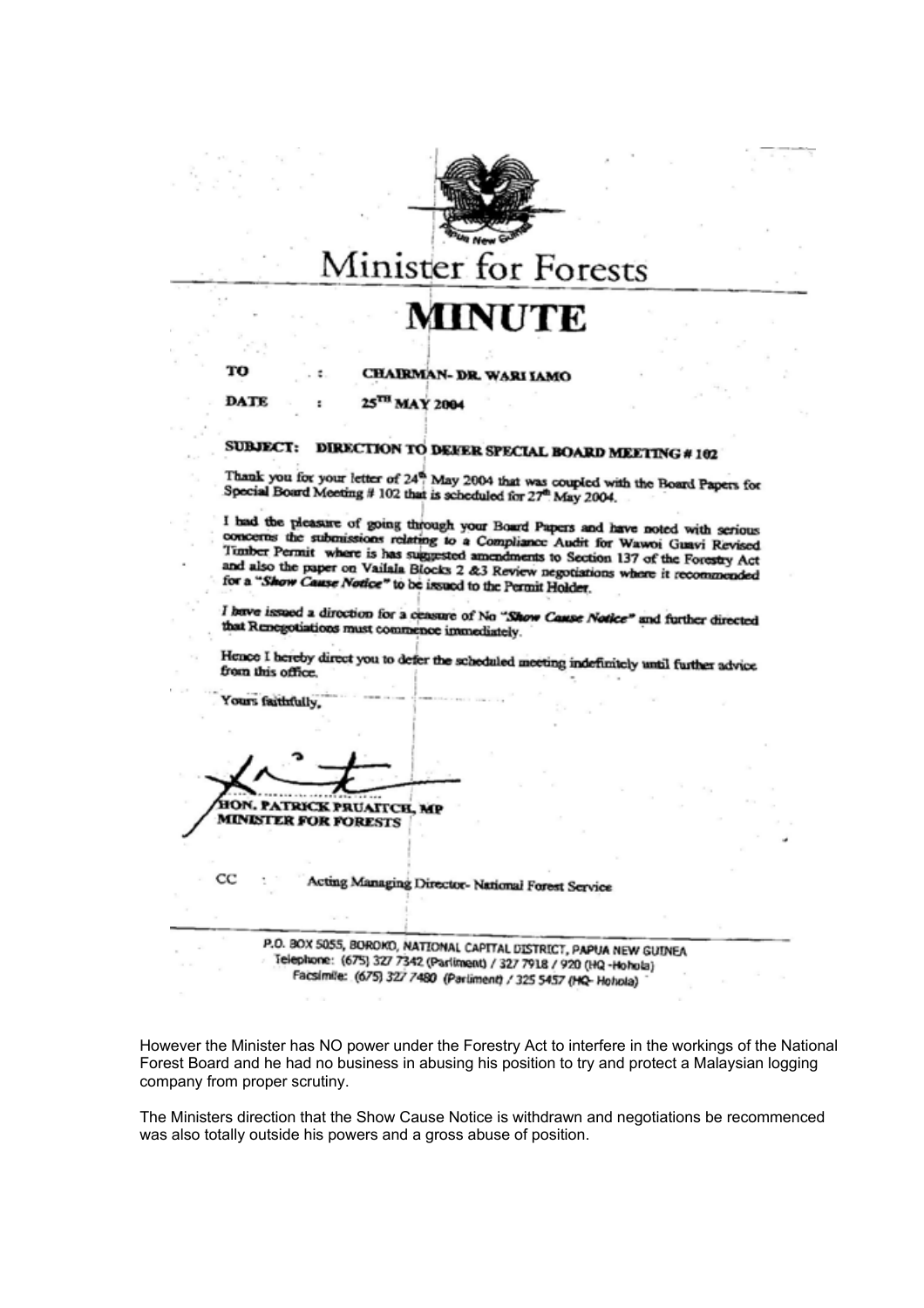# Minister for Forests

# MINUTE

**TO** : **CHAIRMAN- DR. WARI IAMO**

**DATE** : **25TH MAY 2004**

**SUBJECT: DIRECTION TO DEFER SPECIAL BOARD MEETING # 102**

Thank you for your letter of 24th May 2004 that was coupled with the Board Papers for Special Board Meeting # 102 that is scheduled for 27th May 2004.

I had the pleasure of going through your Board Papers and have noted with serious concerns the submissions relating to a Compliance Audit for Wawoi Guavi Revised Timber Permit where is has suggested amendments to Section 137 of the Forestry Act and also the paper on Vailala Blocks 2 &3 Review negotiations where it recommended for a "*Show Cause Notice*" to be issued to the Permit Holder.

I have issued a direction for a ceasure of No "*Show Cause Notice*" and further directed that Renegotiations must commence immediately.

Hence I hereby direct you to defer the scheduled meeting indefinitely until further advice from this office.

Yours faithfully,

**HON. PATRICK PRUAITCH, MP**
**MINISTER FOR FORESTS**

CC : Acting Managing Director- National Forest Service

P.O. BOX 5055, BOROKO, NATIONAL CAPITAL DISTRICT, PAPUA NEW GUINEA
Telephone: (675) 327 7342 (Parliment) / 327 7918 / 920 (HQ -Hohola)
Facsimile: (675) 327 7480 (Parliment) / 325 5457 (HQ- Hohola)

However the Minister has NO power under the Forestry Act to interfere in the workings of the National Forest Board and he had no business in abusing his position to try and protect a Malaysian logging company from proper scrutiny.

The Ministers direction that the Show Cause Notice is withdrawn and negotiations be recommenced was also totally outside his powers and a gross abuse of position.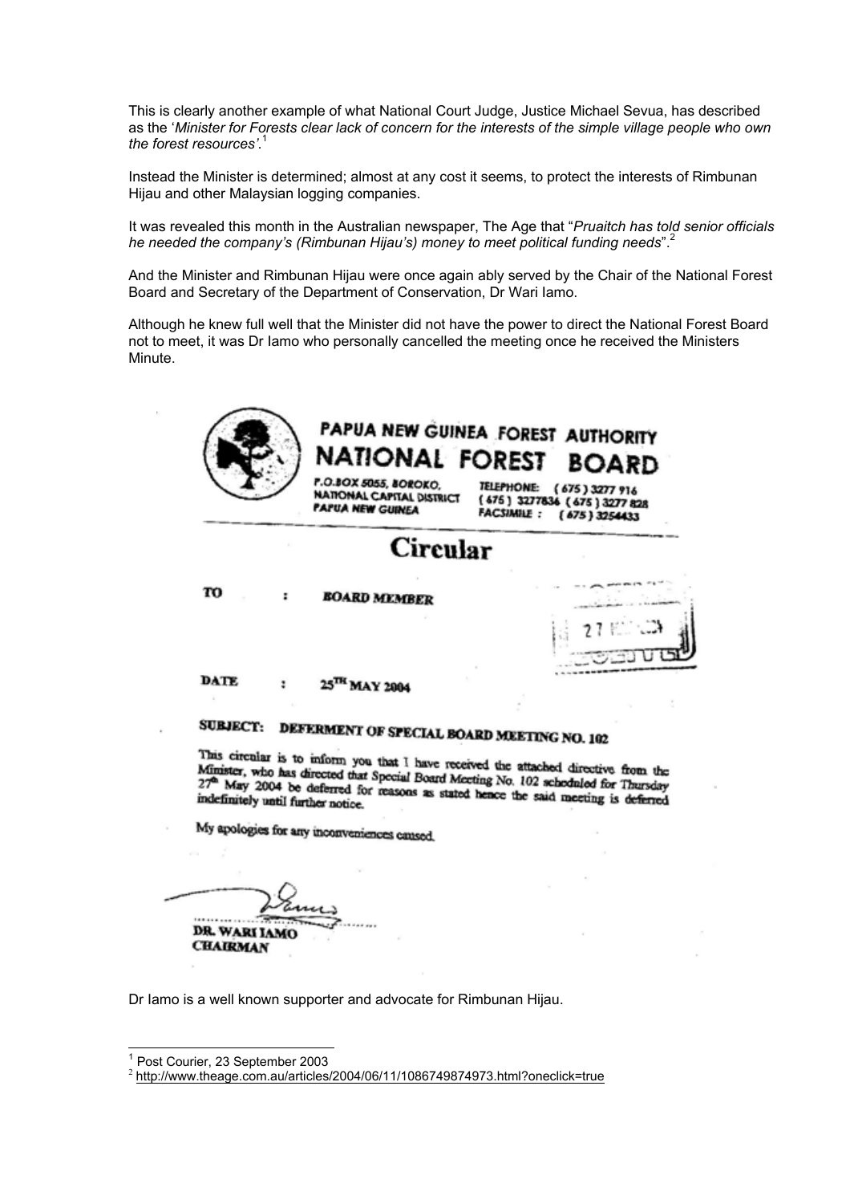This is clearly another example of what National Court Judge, Justice Michael Sevua, has described as the '*Minister for Forests clear lack of concern for the interests of the simple village people who own the forest resources'*.[1]

Instead the Minister is determined; almost at any cost it seems, to protect the interests of Rimbunan Hijau and other Malaysian logging companies.

It was revealed this month in the Australian newspaper, The Age that "*Pruaitch has told senior officials he needed the company's (Rimbunan Hijau's) money to meet political funding needs*".[2]

And the Minister and Rimbunan Hijau were once again ably served by the Chair of the National Forest Board and Secretary of the Department of Conservation, Dr Wari Iamo.

Although he knew full well that the Minister did not have the power to direct the National Forest Board not to meet, it was Dr Iamo who personally cancelled the meeting once he received the Ministers Minute.

**PAPUA NEW GUINEA FOREST AUTHORITY**
**NATIONAL FOREST BOARD**

P.O.BOX 5055, BOROKO,
NATIONAL CAPITAL DISTRICT
PAPUA NEW GUINEA

TELEPHONE: (675) 3277 916
(675) 3277836 (675) 3277 828
FACSIMILE: (675) 3254433

## Circular

**TO : BOARD MEMBER**

27

**DATE : 25TH MAY 2004**

**SUBJECT: DEFERMENT OF SPECIAL BOARD MEETING NO. 102**

This circular is to inform you that I have received the attached directive from the Minister, who has directed that Special Board Meeting No. 102 scheduled for Thursday 27th May 2004 be deferred for reasons as stated hence the said meeting is deferred indefinitely until further notice.

My apologies for any inconveniences caused.

**DR. WARI IAMO**
**CHAIRMAN**

Dr Iamo is a well known supporter and advocate for Rimbunan Hijau.

---

[1] Post Courier, 23 September 2003

[2] http://www.theage.com.au/articles/2004/06/11/1086749874973.html?oneclick=true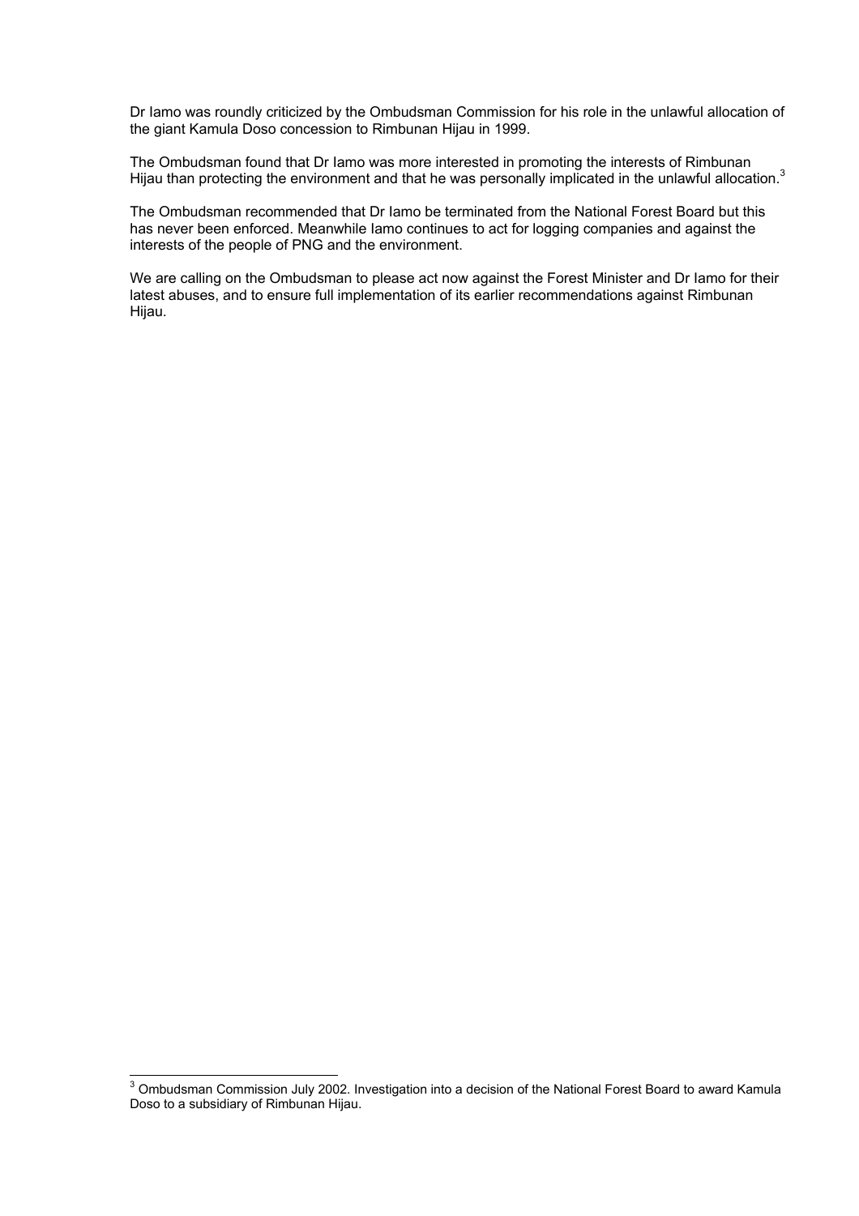Dr Iamo was roundly criticized by the Ombudsman Commission for his role in the unlawful allocation of the giant Kamula Doso concession to Rimbunan Hijau in 1999.

The Ombudsman found that Dr Iamo was more interested in promoting the interests of Rimbunan Hijau than protecting the environment and that he was personally implicated in the unlawful allocation.[3]

The Ombudsman recommended that Dr Iamo be terminated from the National Forest Board but this has never been enforced. Meanwhile Iamo continues to act for logging companies and against the interests of the people of PNG and the environment.

We are calling on the Ombudsman to please act now against the Forest Minister and Dr Iamo for their latest abuses, and to ensure full implementation of its earlier recommendations against Rimbunan Hijau.

---

[3] Ombudsman Commission July 2002. Investigation into a decision of the National Forest Board to award Kamula Doso to a subsidiary of Rimbunan Hijau.